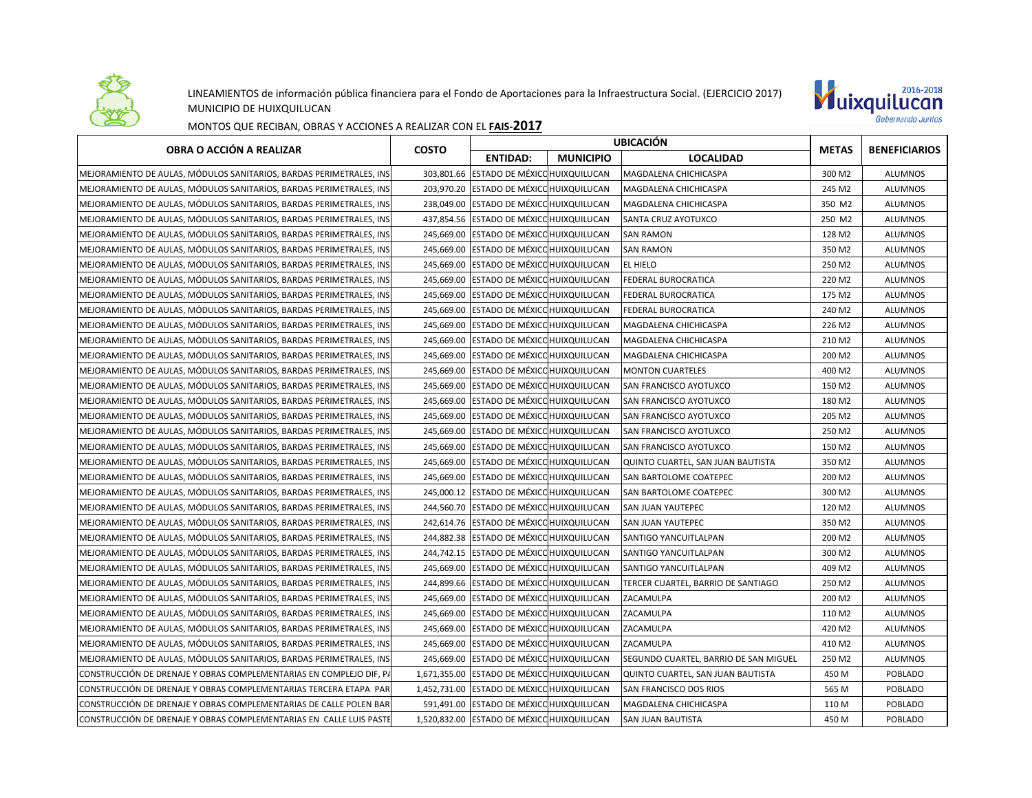LINEAMIENTOS de información pública financiera para el Fondo de Aportaciones para la Infraestructura Social. (EJERCICIO 2017)
MUNICIPIO DE HUIXQUILUCAN

MONTOS QUE RECIBAN, OBRAS Y ACCIONES A REALIZAR CON EL **FAIS-2017**

| OBRA O ACCIÓN A REALIZAR | COSTO | UBICACIÓN | | | METAS | BENEFICIARIOS |
|---|---|---|---|---|---|---|
| | | ENTIDAD: | MUNICIPIO | LOCALIDAD | | |
| MEJORAMIENTO DE AULAS, MÓDULOS SANITARIOS, BARDAS PERIMETRALES, INS | 303,801.66 | ESTADO DE MÉXICO | HUIXQUILUCAN | MAGDALENA CHICHICASPA | 300 M2 | ALUMNOS |
| MEJORAMIENTO DE AULAS, MÓDULOS SANITARIOS, BARDAS PERIMETRALES, INS | 203,970.20 | ESTADO DE MÉXICO | HUIXQUILUCAN | MAGDALENA CHICHICASPA | 245 M2 | ALUMNOS |
| MEJORAMIENTO DE AULAS, MÓDULOS SANITARIOS, BARDAS PERIMETRALES, INS | 238,049.00 | ESTADO DE MÉXICO | HUIXQUILUCAN | MAGDALENA CHICHICASPA | 350 M2 | ALUMNOS |
| MEJORAMIENTO DE AULAS, MÓDULOS SANITARIOS, BARDAS PERIMETRALES, INS | 437,854.56 | ESTADO DE MÉXICO | HUIXQUILUCAN | SANTA CRUZ AYOTUXCO | 250 M2 | ALUMNOS |
| MEJORAMIENTO DE AULAS, MÓDULOS SANITARIOS, BARDAS PERIMETRALES, INS | 245,669.00 | ESTADO DE MÉXICO | HUIXQUILUCAN | SAN RAMON | 128 M2 | ALUMNOS |
| MEJORAMIENTO DE AULAS, MÓDULOS SANITARIOS, BARDAS PERIMETRALES, INS | 245,669.00 | ESTADO DE MÉXICO | HUIXQUILUCAN | SAN RAMON | 350 M2 | ALUMNOS |
| MEJORAMIENTO DE AULAS, MÓDULOS SANITARIOS, BARDAS PERIMETRALES, INS | 245,669.00 | ESTADO DE MÉXICO | HUIXQUILUCAN | EL HIELO | 250 M2 | ALUMNOS |
| MEJORAMIENTO DE AULAS, MÓDULOS SANITARIOS, BARDAS PERIMETRALES, INS | 245,669.00 | ESTADO DE MÉXICO | HUIXQUILUCAN | FEDERAL BUROCRATICA | 220 M2 | ALUMNOS |
| MEJORAMIENTO DE AULAS, MÓDULOS SANITARIOS, BARDAS PERIMETRALES, INS | 245,669.00 | ESTADO DE MÉXICO | HUIXQUILUCAN | FEDERAL BUROCRATICA | 175 M2 | ALUMNOS |
| MEJORAMIENTO DE AULAS, MÓDULOS SANITARIOS, BARDAS PERIMETRALES, INS | 245,669.00 | ESTADO DE MÉXICO | HUIXQUILUCAN | FEDERAL BUROCRATICA | 240 M2 | ALUMNOS |
| MEJORAMIENTO DE AULAS, MÓDULOS SANITARIOS, BARDAS PERIMETRALES, INS | 245,669.00 | ESTADO DE MÉXICO | HUIXQUILUCAN | MAGDALENA CHICHICASPA | 226 M2 | ALUMNOS |
| MEJORAMIENTO DE AULAS, MÓDULOS SANITARIOS, BARDAS PERIMETRALES, INS | 245,669.00 | ESTADO DE MÉXICO | HUIXQUILUCAN | MAGDALENA CHICHICASPA | 210 M2 | ALUMNOS |
| MEJORAMIENTO DE AULAS, MÓDULOS SANITARIOS, BARDAS PERIMETRALES, INS | 245,669.00 | ESTADO DE MÉXICO | HUIXQUILUCAN | MAGDALENA CHICHICASPA | 200 M2 | ALUMNOS |
| MEJORAMIENTO DE AULAS, MÓDULOS SANITARIOS, BARDAS PERIMETRALES, INS | 245,669.00 | ESTADO DE MÉXICO | HUIXQUILUCAN | MONTON CUARTELES | 400 M2 | ALUMNOS |
| MEJORAMIENTO DE AULAS, MÓDULOS SANITARIOS, BARDAS PERIMETRALES, INS | 245,669.00 | ESTADO DE MÉXICO | HUIXQUILUCAN | SAN FRANCISCO AYOTUXCO | 150 M2 | ALUMNOS |
| MEJORAMIENTO DE AULAS, MÓDULOS SANITARIOS, BARDAS PERIMETRALES, INS | 245,669.00 | ESTADO DE MÉXICO | HUIXQUILUCAN | SAN FRANCISCO AYOTUXCO | 180 M2 | ALUMNOS |
| MEJORAMIENTO DE AULAS, MÓDULOS SANITARIOS, BARDAS PERIMETRALES, INS | 245,669.00 | ESTADO DE MÉXICO | HUIXQUILUCAN | SAN FRANCISCO AYOTUXCO | 205 M2 | ALUMNOS |
| MEJORAMIENTO DE AULAS, MÓDULOS SANITARIOS, BARDAS PERIMETRALES, INS | 245,669.00 | ESTADO DE MÉXICO | HUIXQUILUCAN | SAN FRANCISCO AYOTUXCO | 250 M2 | ALUMNOS |
| MEJORAMIENTO DE AULAS, MÓDULOS SANITARIOS, BARDAS PERIMETRALES, INS | 245,669.00 | ESTADO DE MÉXICO | HUIXQUILUCAN | SAN FRANCISCO AYOTUXCO | 150 M2 | ALUMNOS |
| MEJORAMIENTO DE AULAS, MÓDULOS SANITARIOS, BARDAS PERIMETRALES, INS | 245,669.00 | ESTADO DE MÉXICO | HUIXQUILUCAN | QUINTO CUARTEL, SAN JUAN BAUTISTA | 350 M2 | ALUMNOS |
| MEJORAMIENTO DE AULAS, MÓDULOS SANITARIOS, BARDAS PERIMETRALES, INS | 245,669.00 | ESTADO DE MÉXICO | HUIXQUILUCAN | SAN BARTOLOME COATEPEC | 200 M2 | ALUMNOS |
| MEJORAMIENTO DE AULAS, MÓDULOS SANITARIOS, BARDAS PERIMETRALES, INS | 245,000.12 | ESTADO DE MÉXICO | HUIXQUILUCAN | SAN BARTOLOME COATEPEC | 300 M2 | ALUMNOS |
| MEJORAMIENTO DE AULAS, MÓDULOS SANITARIOS, BARDAS PERIMETRALES, INS | 244,560.70 | ESTADO DE MÉXICO | HUIXQUILUCAN | SAN JUAN YAUTEPEC | 120 M2 | ALUMNOS |
| MEJORAMIENTO DE AULAS, MÓDULOS SANITARIOS, BARDAS PERIMETRALES, INS | 242,614.76 | ESTADO DE MÉXICO | HUIXQUILUCAN | SAN JUAN YAUTEPEC | 350 M2 | ALUMNOS |
| MEJORAMIENTO DE AULAS, MÓDULOS SANITARIOS, BARDAS PERIMETRALES, INS | 244,882.38 | ESTADO DE MÉXICO | HUIXQUILUCAN | SANTIGO YANCUITLALPAN | 200 M2 | ALUMNOS |
| MEJORAMIENTO DE AULAS, MÓDULOS SANITARIOS, BARDAS PERIMETRALES, INS | 244,742.15 | ESTADO DE MÉXICO | HUIXQUILUCAN | SANTIGO YANCUITLALPAN | 300 M2 | ALUMNOS |
| MEJORAMIENTO DE AULAS, MÓDULOS SANITARIOS, BARDAS PERIMETRALES, INS | 245,669.00 | ESTADO DE MÉXICO | HUIXQUILUCAN | SANTIGO YANCUITLALPAN | 409 M2 | ALUMNOS |
| MEJORAMIENTO DE AULAS, MÓDULOS SANITARIOS, BARDAS PERIMETRALES, INS | 244,899.66 | ESTADO DE MÉXICO | HUIXQUILUCAN | TERCER CUARTEL, BARRIO DE SANTIAGO | 250 M2 | ALUMNOS |
| MEJORAMIENTO DE AULAS, MÓDULOS SANITARIOS, BARDAS PERIMETRALES, INS | 245,669.00 | ESTADO DE MÉXICO | HUIXQUILUCAN | ZACAMULPA | 200 M2 | ALUMNOS |
| MEJORAMIENTO DE AULAS, MÓDULOS SANITARIOS, BARDAS PERIMETRALES, INS | 245,669.00 | ESTADO DE MÉXICO | HUIXQUILUCAN | ZACAMULPA | 110 M2 | ALUMNOS |
| MEJORAMIENTO DE AULAS, MÓDULOS SANITARIOS, BARDAS PERIMETRALES, INS | 245,669.00 | ESTADO DE MÉXICO | HUIXQUILUCAN | ZACAMULPA | 420 M2 | ALUMNOS |
| MEJORAMIENTO DE AULAS, MÓDULOS SANITARIOS, BARDAS PERIMETRALES, INS | 245,669.00 | ESTADO DE MÉXICO | HUIXQUILUCAN | ZACAMULPA | 410 M2 | ALUMNOS |
| MEJORAMIENTO DE AULAS, MÓDULOS SANITARIOS, BARDAS PERIMETRALES, INS | 245,669.00 | ESTADO DE MÉXICO | HUIXQUILUCAN | SEGUNDO CUARTEL, BARRIO DE SAN MIGUEL | 250 M2 | ALUMNOS |
| CONSTRUCCIÓN DE DRENAJE Y OBRAS COMPLEMENTARIAS EN COMPLEJO DIF, P/ | 1,671,355.00 | ESTADO DE MÉXICO | HUIXQUILUCAN | QUINTO CUARTEL, SAN JUAN BAUTISTA | 450 M | POBLADO |
| CONSTRUCCIÓN DE DRENAJE Y OBRAS COMPLEMENTARIAS TERCERA ETAPA PAR | 1,452,731.00 | ESTADO DE MÉXICO | HUIXQUILUCAN | SAN FRANCISCO DOS RIOS | 565 M | POBLADO |
| CONSTRUCCIÓN DE DRENAJE Y OBRAS COMPLEMENTARIAS DE CALLE POLEN BAR | 591,491.00 | ESTADO DE MÉXICO | HUIXQUILUCAN | MAGDALENA CHICHICASPA | 110 M | POBLADO |
| CONSTRUCCIÓN DE DRENAJE Y OBRAS COMPLEMENTARIAS EN CALLE LUIS PASTE | 1,520,832.00 | ESTADO DE MÉXICO | HUIXQUILUCAN | SAN JUAN BAUTISTA | 450 M | POBLADO |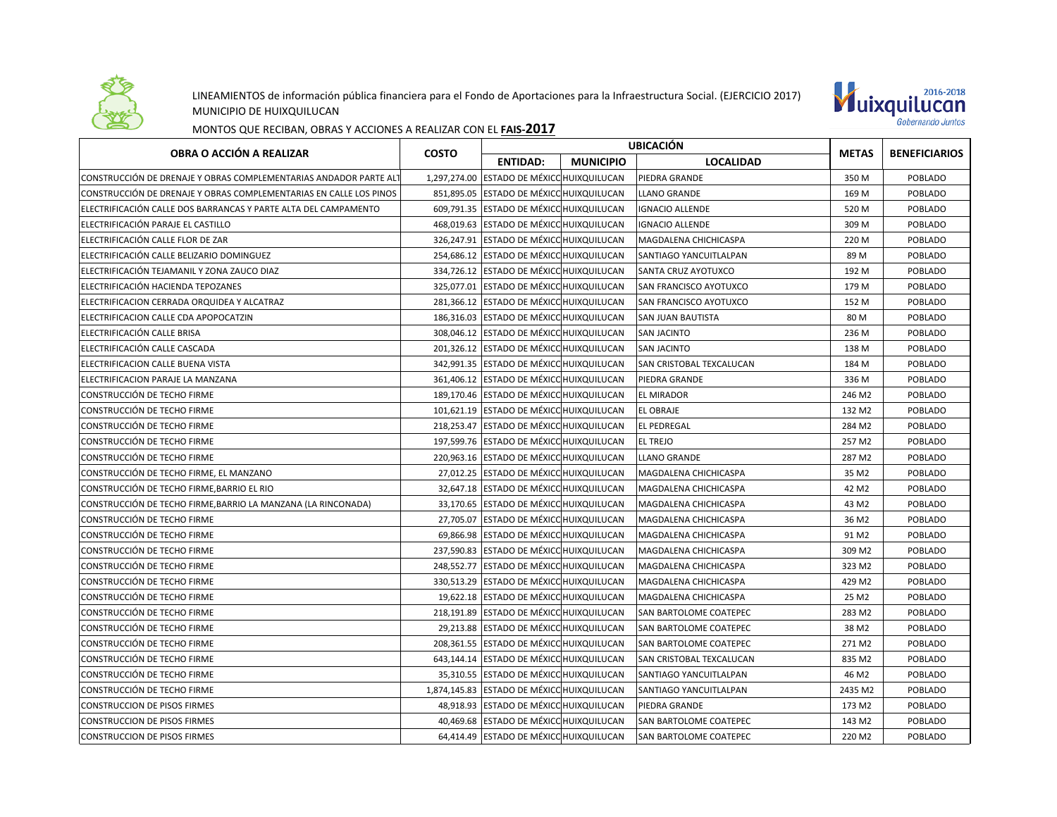LINEAMIENTOS de información pública financiera para el Fondo de Aportaciones para la Infraestructura Social. (EJERCICIO 2017)

MUNICIPIO DE HUIXQUILUCAN

MONTOS QUE RECIBAN, OBRAS Y ACCIONES A REALIZAR CON EL **FAIS-2017**

| OBRA O ACCIÓN A REALIZAR | COSTO | UBICACIÓN | | | METAS | BENEFICIARIOS |
|---|---|---|---|---|---|---|
| | | ENTIDAD: | MUNICIPIO | LOCALIDAD | | |
| CONSTRUCCIÓN DE DRENAJE Y OBRAS COMPLEMENTARIAS ANDADOR PARTE ALT | 1,297,274.00 | ESTADO DE MÉXICO | HUIXQUILUCAN | PIEDRA GRANDE | 350 M | POBLADO |
| CONSTRUCCIÓN DE DRENAJE Y OBRAS COMPLEMENTARIAS EN CALLE LOS PINOS | 851,895.05 | ESTADO DE MÉXICO | HUIXQUILUCAN | LLANO GRANDE | 169 M | POBLADO |
| ELECTRIFICACIÓN CALLE DOS BARRANCAS Y PARTE ALTA DEL CAMPAMENTO | 609,791.35 | ESTADO DE MÉXICO | HUIXQUILUCAN | IGNACIO ALLENDE | 520 M | POBLADO |
| ELECTRIFICACIÓN PARAJE EL CASTILLO | 468,019.63 | ESTADO DE MÉXICO | HUIXQUILUCAN | IGNACIO ALLENDE | 309 M | POBLADO |
| ELECTRIFICACIÓN CALLE FLOR DE ZAR | 326,247.91 | ESTADO DE MÉXICO | HUIXQUILUCAN | MAGDALENA CHICHICASPA | 220 M | POBLADO |
| ELECTRIFICACIÓN CALLE BELIZARIO DOMINGUEZ | 254,686.12 | ESTADO DE MÉXICO | HUIXQUILUCAN | SANTIAGO YANCUITLALPAN | 89 M | POBLADO |
| ELECTRIFICACIÓN TEJAMANIL Y ZONA ZAUCO DIAZ | 334,726.12 | ESTADO DE MÉXICO | HUIXQUILUCAN | SANTA CRUZ AYOTUXCO | 192 M | POBLADO |
| ELECTRIFICACIÓN HACIENDA TEPOZANES | 325,077.01 | ESTADO DE MÉXICO | HUIXQUILUCAN | SAN FRANCISCO AYOTUXCO | 179 M | POBLADO |
| ELECTRIFICACION CERRADA ORQUIDEA Y ALCATRAZ | 281,366.12 | ESTADO DE MÉXICO | HUIXQUILUCAN | SAN FRANCISCO AYOTUXCO | 152 M | POBLADO |
| ELECTRIFICACION CALLE CDA APOPOCATZIN | 186,316.03 | ESTADO DE MÉXICO | HUIXQUILUCAN | SAN JUAN BAUTISTA | 80 M | POBLADO |
| ELECTRIFICACIÓN CALLE BRISA | 308,046.12 | ESTADO DE MÉXICO | HUIXQUILUCAN | SAN JACINTO | 236 M | POBLADO |
| ELECTRIFICACIÓN CALLE CASCADA | 201,326.12 | ESTADO DE MÉXICO | HUIXQUILUCAN | SAN JACINTO | 138 M | POBLADO |
| ELECTRIFICACION CALLE BUENA VISTA | 342,991.35 | ESTADO DE MÉXICO | HUIXQUILUCAN | SAN CRISTOBAL TEXCALUCAN | 184 M | POBLADO |
| ELECTRIFICACION PARAJE LA MANZANA | 361,406.12 | ESTADO DE MÉXICO | HUIXQUILUCAN | PIEDRA GRANDE | 336 M | POBLADO |
| CONSTRUCCIÓN DE TECHO FIRME | 189,170.46 | ESTADO DE MÉXICO | HUIXQUILUCAN | EL MIRADOR | 246 M2 | POBLADO |
| CONSTRUCCIÓN DE TECHO FIRME | 101,621.19 | ESTADO DE MÉXICO | HUIXQUILUCAN | EL OBRAJE | 132 M2 | POBLADO |
| CONSTRUCCIÓN DE TECHO FIRME | 218,253.47 | ESTADO DE MÉXICO | HUIXQUILUCAN | EL PEDREGAL | 284 M2 | POBLADO |
| CONSTRUCCIÓN DE TECHO FIRME | 197,599.76 | ESTADO DE MÉXICO | HUIXQUILUCAN | EL TREJO | 257 M2 | POBLADO |
| CONSTRUCCIÓN DE TECHO FIRME | 220,963.16 | ESTADO DE MÉXICO | HUIXQUILUCAN | LLANO GRANDE | 287 M2 | POBLADO |
| CONSTRUCCIÓN DE TECHO FIRME, EL MANZANO | 27,012.25 | ESTADO DE MÉXICO | HUIXQUILUCAN | MAGDALENA CHICHICASPA | 35 M2 | POBLADO |
| CONSTRUCCIÓN DE TECHO FIRME,BARRIO EL RIO | 32,647.18 | ESTADO DE MÉXICO | HUIXQUILUCAN | MAGDALENA CHICHICASPA | 42 M2 | POBLADO |
| CONSTRUCCIÓN DE TECHO FIRME,BARRIO LA MANZANA (LA RINCONADA) | 33,170.65 | ESTADO DE MÉXICO | HUIXQUILUCAN | MAGDALENA CHICHICASPA | 43 M2 | POBLADO |
| CONSTRUCCIÓN DE TECHO FIRME | 27,705.07 | ESTADO DE MÉXICO | HUIXQUILUCAN | MAGDALENA CHICHICASPA | 36 M2 | POBLADO |
| CONSTRUCCIÓN DE TECHO FIRME | 69,866.98 | ESTADO DE MÉXICO | HUIXQUILUCAN | MAGDALENA CHICHICASPA | 91 M2 | POBLADO |
| CONSTRUCCIÓN DE TECHO FIRME | 237,590.83 | ESTADO DE MÉXICO | HUIXQUILUCAN | MAGDALENA CHICHICASPA | 309 M2 | POBLADO |
| CONSTRUCCIÓN DE TECHO FIRME | 248,552.77 | ESTADO DE MÉXICO | HUIXQUILUCAN | MAGDALENA CHICHICASPA | 323 M2 | POBLADO |
| CONSTRUCCIÓN DE TECHO FIRME | 330,513.29 | ESTADO DE MÉXICO | HUIXQUILUCAN | MAGDALENA CHICHICASPA | 429 M2 | POBLADO |
| CONSTRUCCIÓN DE TECHO FIRME | 19,622.18 | ESTADO DE MÉXICO | HUIXQUILUCAN | MAGDALENA CHICHICASPA | 25 M2 | POBLADO |
| CONSTRUCCIÓN DE TECHO FIRME | 218,191.89 | ESTADO DE MÉXICO | HUIXQUILUCAN | SAN BARTOLOME COATEPEC | 283 M2 | POBLADO |
| CONSTRUCCIÓN DE TECHO FIRME | 29,213.88 | ESTADO DE MÉXICO | HUIXQUILUCAN | SAN BARTOLOME COATEPEC | 38 M2 | POBLADO |
| CONSTRUCCIÓN DE TECHO FIRME | 208,361.55 | ESTADO DE MÉXICO | HUIXQUILUCAN | SAN BARTOLOME COATEPEC | 271 M2 | POBLADO |
| CONSTRUCCIÓN DE TECHO FIRME | 643,144.14 | ESTADO DE MÉXICO | HUIXQUILUCAN | SAN CRISTOBAL TEXCALUCAN | 835 M2 | POBLADO |
| CONSTRUCCIÓN DE TECHO FIRME | 35,310.55 | ESTADO DE MÉXICO | HUIXQUILUCAN | SANTIAGO YANCUITLALPAN | 46 M2 | POBLADO |
| CONSTRUCCIÓN DE TECHO FIRME | 1,874,145.83 | ESTADO DE MÉXICO | HUIXQUILUCAN | SANTIAGO YANCUITLALPAN | 2435 M2 | POBLADO |
| CONSTRUCCION DE PISOS FIRMES | 48,918.93 | ESTADO DE MÉXICO | HUIXQUILUCAN | PIEDRA GRANDE | 173 M2 | POBLADO |
| CONSTRUCCION DE PISOS FIRMES | 40,469.68 | ESTADO DE MÉXICO | HUIXQUILUCAN | SAN BARTOLOME COATEPEC | 143 M2 | POBLADO |
| CONSTRUCCION DE PISOS FIRMES | 64,414.49 | ESTADO DE MÉXICO | HUIXQUILUCAN | SAN BARTOLOME COATEPEC | 220 M2 | POBLADO |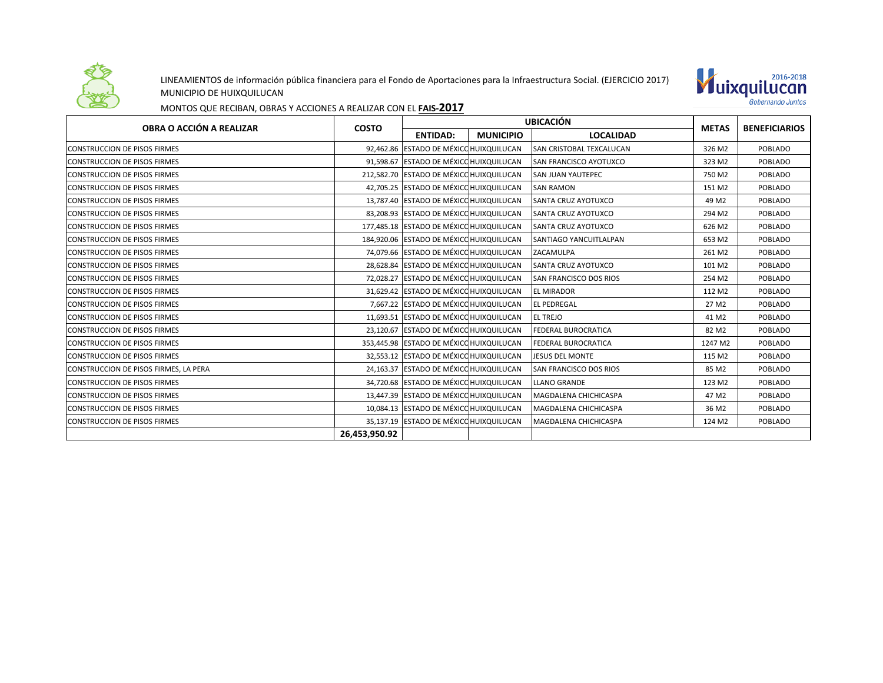LINEAMIENTOS de información pública financiera para el Fondo de Aportaciones para la Infraestructura Social. (EJERCICIO 2017)

MUNICIPIO DE HUIXQUILUCAN

MONTOS QUE RECIBAN, OBRAS Y ACCIONES A REALIZAR CON EL **FAIS-2017**

| OBRA O ACCIÓN A REALIZAR | COSTO | UBICACIÓN | | | METAS | BENEFICIARIOS |
|---|---|---|---|---|---|---|
| | | ENTIDAD: | MUNICIPIO | LOCALIDAD | | |
| CONSTRUCCION DE PISOS FIRMES | 92,462.86 | ESTADO DE MÉXICO | HUIXQUILUCAN | SAN CRISTOBAL TEXCALUCAN | 326 M2 | POBLADO |
| CONSTRUCCION DE PISOS FIRMES | 91,598.67 | ESTADO DE MÉXICO | HUIXQUILUCAN | SAN FRANCISCO AYOTUXCO | 323 M2 | POBLADO |
| CONSTRUCCION DE PISOS FIRMES | 212,582.70 | ESTADO DE MÉXICO | HUIXQUILUCAN | SAN JUAN YAUTEPEC | 750 M2 | POBLADO |
| CONSTRUCCION DE PISOS FIRMES | 42,705.25 | ESTADO DE MÉXICO | HUIXQUILUCAN | SAN RAMON | 151 M2 | POBLADO |
| CONSTRUCCION DE PISOS FIRMES | 13,787.40 | ESTADO DE MÉXICO | HUIXQUILUCAN | SANTA CRUZ AYOTUXCO | 49 M2 | POBLADO |
| CONSTRUCCION DE PISOS FIRMES | 83,208.93 | ESTADO DE MÉXICO | HUIXQUILUCAN | SANTA CRUZ AYOTUXCO | 294 M2 | POBLADO |
| CONSTRUCCION DE PISOS FIRMES | 177,485.18 | ESTADO DE MÉXICO | HUIXQUILUCAN | SANTA CRUZ AYOTUXCO | 626 M2 | POBLADO |
| CONSTRUCCION DE PISOS FIRMES | 184,920.06 | ESTADO DE MÉXICO | HUIXQUILUCAN | SANTIAGO YANCUITLALPAN | 653 M2 | POBLADO |
| CONSTRUCCION DE PISOS FIRMES | 74,079.66 | ESTADO DE MÉXICO | HUIXQUILUCAN | ZACAMULPA | 261 M2 | POBLADO |
| CONSTRUCCION DE PISOS FIRMES | 28,628.84 | ESTADO DE MÉXICO | HUIXQUILUCAN | SANTA CRUZ AYOTUXCO | 101 M2 | POBLADO |
| CONSTRUCCION DE PISOS FIRMES | 72,028.27 | ESTADO DE MÉXICO | HUIXQUILUCAN | SAN FRANCISCO DOS RIOS | 254 M2 | POBLADO |
| CONSTRUCCION DE PISOS FIRMES | 31,629.42 | ESTADO DE MÉXICO | HUIXQUILUCAN | EL MIRADOR | 112 M2 | POBLADO |
| CONSTRUCCION DE PISOS FIRMES | 7,667.22 | ESTADO DE MÉXICO | HUIXQUILUCAN | EL PEDREGAL | 27 M2 | POBLADO |
| CONSTRUCCION DE PISOS FIRMES | 11,693.51 | ESTADO DE MÉXICO | HUIXQUILUCAN | EL TREJO | 41 M2 | POBLADO |
| CONSTRUCCION DE PISOS FIRMES | 23,120.67 | ESTADO DE MÉXICO | HUIXQUILUCAN | FEDERAL BUROCRATICA | 82 M2 | POBLADO |
| CONSTRUCCION DE PISOS FIRMES | 353,445.98 | ESTADO DE MÉXICO | HUIXQUILUCAN | FEDERAL BUROCRATICA | 1247 M2 | POBLADO |
| CONSTRUCCION DE PISOS FIRMES | 32,553.12 | ESTADO DE MÉXICO | HUIXQUILUCAN | JESUS DEL MONTE | 115 M2 | POBLADO |
| CONSTRUCCION DE PISOS FIRMES, LA PERA | 24,163.37 | ESTADO DE MÉXICO | HUIXQUILUCAN | SAN FRANCISCO DOS RIOS | 85 M2 | POBLADO |
| CONSTRUCCION DE PISOS FIRMES | 34,720.68 | ESTADO DE MÉXICO | HUIXQUILUCAN | LLANO GRANDE | 123 M2 | POBLADO |
| CONSTRUCCION DE PISOS FIRMES | 13,447.39 | ESTADO DE MÉXICO | HUIXQUILUCAN | MAGDALENA CHICHICASPA | 47 M2 | POBLADO |
| CONSTRUCCION DE PISOS FIRMES | 10,084.13 | ESTADO DE MÉXICO | HUIXQUILUCAN | MAGDALENA CHICHICASPA | 36 M2 | POBLADO |
| CONSTRUCCION DE PISOS FIRMES | 35,137.19 | ESTADO DE MÉXICO | HUIXQUILUCAN | MAGDALENA CHICHICASPA | 124 M2 | POBLADO |
| | **26,453,950.92** | | | | | |